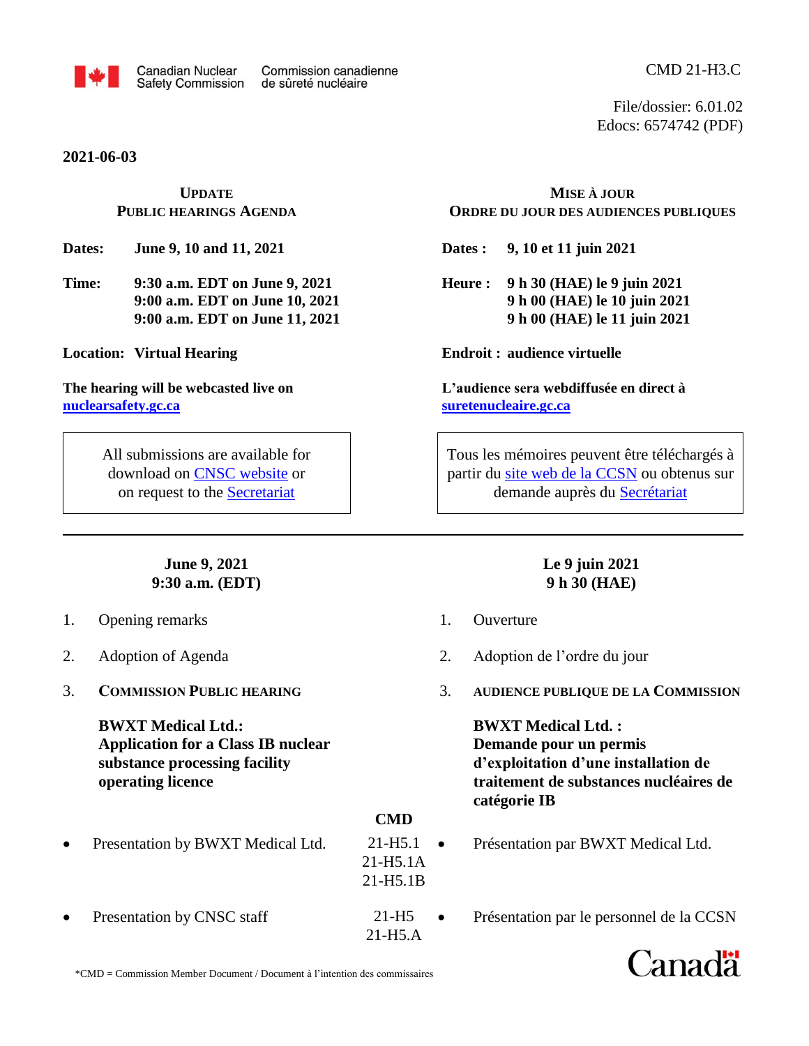Canadian Nuclear Safety Commission / Commission canadienne de sûreté nucléaire

CMD 21-H3.C

File/dossier: 6.01.02
Edocs: 6574742 (PDF)

**2021-06-03**

## UPDATE PUBLIC HEARINGS AGENDA

**Dates:** **June 9, 10 and 11, 2021**

**Time:** **9:30 a.m. EDT on June 9, 2021**
**9:00 a.m. EDT on June 10, 2021**
**9:00 a.m. EDT on June 11, 2021**

**Location:** **Virtual Hearing**

**The hearing will be webcasted live on nuclearsafety.gc.ca**

All submissions are available for download on CNSC website or on request to the Secretariat

## MISE À JOUR ORDRE DU JOUR DES AUDIENCES PUBLIQUES

**Dates :** **9, 10 et 11 juin 2021**

**Heure :** **9 h 30 (HAE) le 9 juin 2021**
**9 h 00 (HAE) le 10 juin 2021**
**9 h 00 (HAE) le 11 juin 2021**

**Endroit :** **audience virtuelle**

**L'audience sera webdiffusée en direct à suretenucleaire.gc.ca**

Tous les mémoires peuvent être téléchargés à partir du site web de la CCSN ou obtenus sur demande auprès du Secrétariat

---

### June 9, 2021 9:30 a.m. (EDT)

1. Opening remarks
2. Adoption of Agenda
3. **COMMISSION PUBLIC HEARING**

   **BWXT Medical Ltd.: Application for a Class IB nuclear substance processing facility operating licence**

| | CMD |
|---|---|
| • Presentation by BWXT Medical Ltd. | 21-H5.1<br>21-H5.1A<br>21-H5.1B |
| • Presentation by CNSC staff | 21-H5<br>21-H5.A |

### Le 9 juin 2021 9 h 30 (HAE)

1. Ouverture
2. Adoption de l'ordre du jour
3. **AUDIENCE PUBLIQUE DE LA COMMISSION**

   **BWXT Medical Ltd. : Demande pour un permis d'exploitation d'une installation de traitement de substances nucléaires de catégorie IB**

- Présentation par BWXT Medical Ltd.
- Présentation par le personnel de la CCSN

*CMD = Commission Member Document / Document à l'intention des commissaires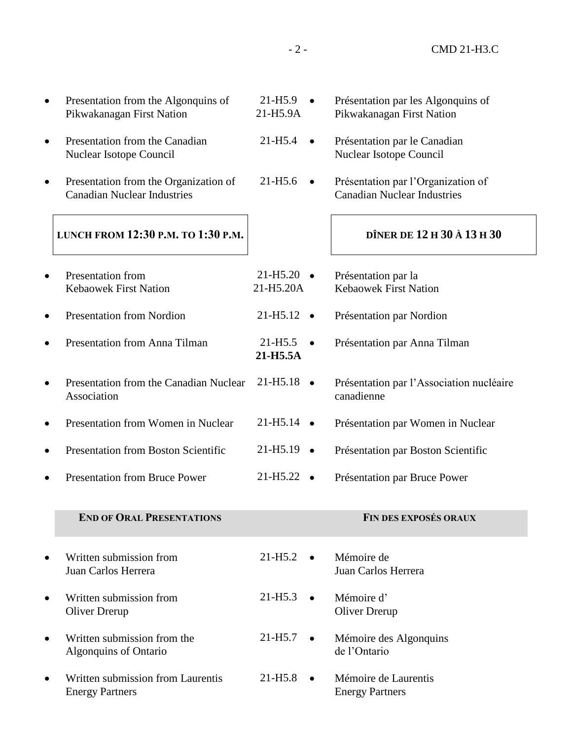| English | CMD | Français |
| --- | --- | --- |
| • Presentation from the Algonquins of Pikwakanagan First Nation | 21-H5.9<br>21-H5.9A | • Présentation par les Algonquins of Pikwakanagan First Nation |
| • Presentation from the Canadian Nuclear Isotope Council | 21-H5.4 | • Présentation par le Canadian Nuclear Isotope Council |
| • Presentation from the Organization of Canadian Nuclear Industries | 21-H5.6 | • Présentation par l'Organization of Canadian Nuclear Industries |
| **LUNCH FROM 12:30 P.M. TO 1:30 P.M.** | | **DÎNER DE 12 H 30 À 13 H 30** |
| • Presentation from Kebaowek First Nation | 21-H5.20<br>21-H5.20A | • Présentation par la Kebaowek First Nation |
| • Presentation from Nordion | 21-H5.12 | • Présentation par Nordion |
| • Presentation from Anna Tilman | 21-H5.5<br>**21-H5.5A** | • Présentation par Anna Tilman |
| • Presentation from the Canadian Nuclear Association | 21-H5.18 | • Présentation par l'Association nucléaire canadienne |
| • Presentation from Women in Nuclear | 21-H5.14 | • Présentation par Women in Nuclear |
| • Presentation from Boston Scientific | 21-H5.19 | • Présentation par Boston Scientific |
| • Presentation from Bruce Power | 21-H5.22 | • Présentation par Bruce Power |
| **END OF ORAL PRESENTATIONS** | | **FIN DES EXPOSÉS ORAUX** |
| • Written submission from Juan Carlos Herrera | 21-H5.2 | • Mémoire de Juan Carlos Herrera |
| • Written submission from Oliver Drerup | 21-H5.3 | • Mémoire d' Oliver Drerup |
| • Written submission from the Algonquins of Ontario | 21-H5.7 | • Mémoire des Algonquins de l'Ontario |
| • Written submission from Laurentis Energy Partners | 21-H5.8 | • Mémoire de Laurentis Energy Partners |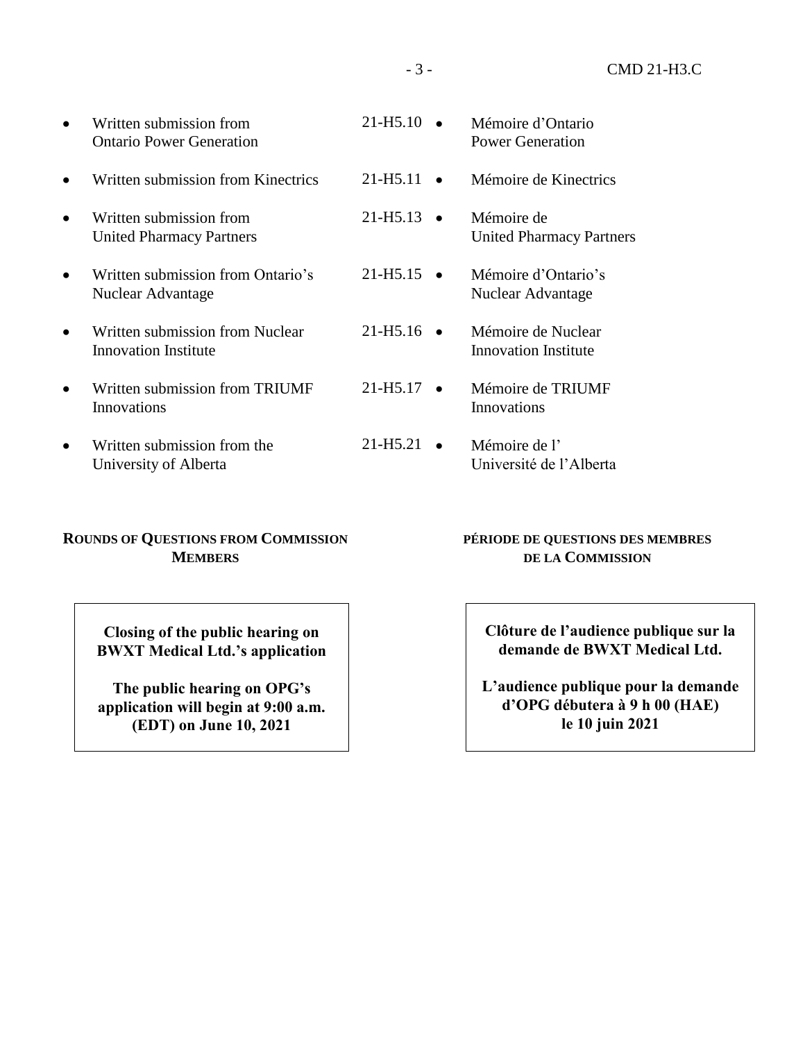| | | |
|---|---|---|
| • Written submission from Ontario Power Generation | 21-H5.10 | • Mémoire d'Ontario Power Generation |
| • Written submission from Kinectrics | 21-H5.11 | • Mémoire de Kinectrics |
| • Written submission from United Pharmacy Partners | 21-H5.13 | • Mémoire de United Pharmacy Partners |
| • Written submission from Ontario's Nuclear Advantage | 21-H5.15 | • Mémoire d'Ontario's Nuclear Advantage |
| • Written submission from Nuclear Innovation Institute | 21-H5.16 | • Mémoire de Nuclear Innovation Institute |
| • Written submission from TRIUMF Innovations | 21-H5.17 | • Mémoire de TRIUMF Innovations |
| • Written submission from the University of Alberta | 21-H5.21 | • Mémoire de l' Université de l'Alberta |

**ROUNDS OF QUESTIONS FROM COMMISSION MEMBERS**

**PÉRIODE DE QUESTIONS DES MEMBRES DE LA COMMISSION**

**Closing of the public hearing on BWXT Medical Ltd.'s application**

**The public hearing on OPG's application will begin at 9:00 a.m. (EDT) on June 10, 2021**

**Clôture de l'audience publique sur la demande de BWXT Medical Ltd.**

**L'audience publique pour la demande d'OPG débutera à 9 h 00 (HAE) le 10 juin 2021**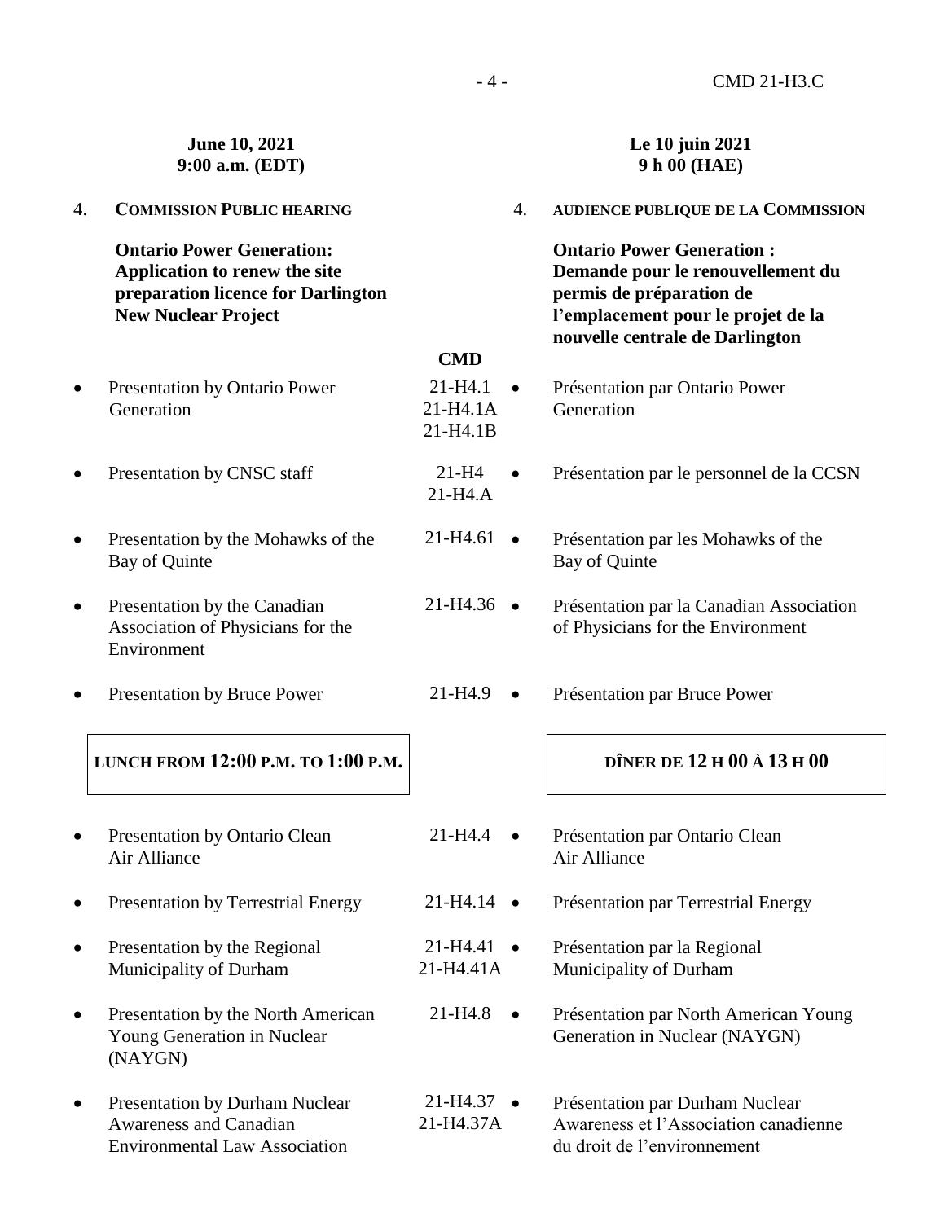| June 10, 2021<br>9:00 a.m. (EDT) | | Le 10 juin 2021<br>9 h 00 (HAE) |
|---|---|---|
| 4. **COMMISSION PUBLIC HEARING** | | 4. **AUDIENCE PUBLIQUE DE LA COMMISSION** |
| **Ontario Power Generation: Application to renew the site preparation licence for Darlington New Nuclear Project** | | **Ontario Power Generation : Demande pour le renouvellement du permis de préparation de l'emplacement pour le projet de la nouvelle centrale de Darlington** |
| | **CMD** | |
| • Presentation by Ontario Power Generation | 21-H4.1<br>21-H4.1A<br>21-H4.1B | • Présentation par Ontario Power Generation |
| • Presentation by CNSC staff | 21-H4<br>21-H4.A | • Présentation par le personnel de la CCSN |
| • Presentation by the Mohawks of the Bay of Quinte | 21-H4.61 | • Présentation par les Mohawks of the Bay of Quinte |
| • Presentation by the Canadian Association of Physicians for the Environment | 21-H4.36 | • Présentation par la Canadian Association of Physicians for the Environment |
| • Presentation by Bruce Power | 21-H4.9 | • Présentation par Bruce Power |
| **LUNCH FROM 12:00 P.M. TO 1:00 P.M.** | | **DÎNER DE 12 H 00 À 13 H 00** |
| • Presentation by Ontario Clean Air Alliance | 21-H4.4 | • Présentation par Ontario Clean Air Alliance |
| • Presentation by Terrestrial Energy | 21-H4.14 | • Présentation par Terrestrial Energy |
| • Presentation by the Regional Municipality of Durham | 21-H4.41<br>21-H4.41A | • Présentation par la Regional Municipality of Durham |
| • Presentation by the North American Young Generation in Nuclear (NAYGN) | 21-H4.8 | • Présentation par North American Young Generation in Nuclear (NAYGN) |
| • Presentation by Durham Nuclear Awareness and Canadian Environmental Law Association | 21-H4.37<br>21-H4.37A | • Présentation par Durham Nuclear Awareness et l'Association canadienne du droit de l'environnement |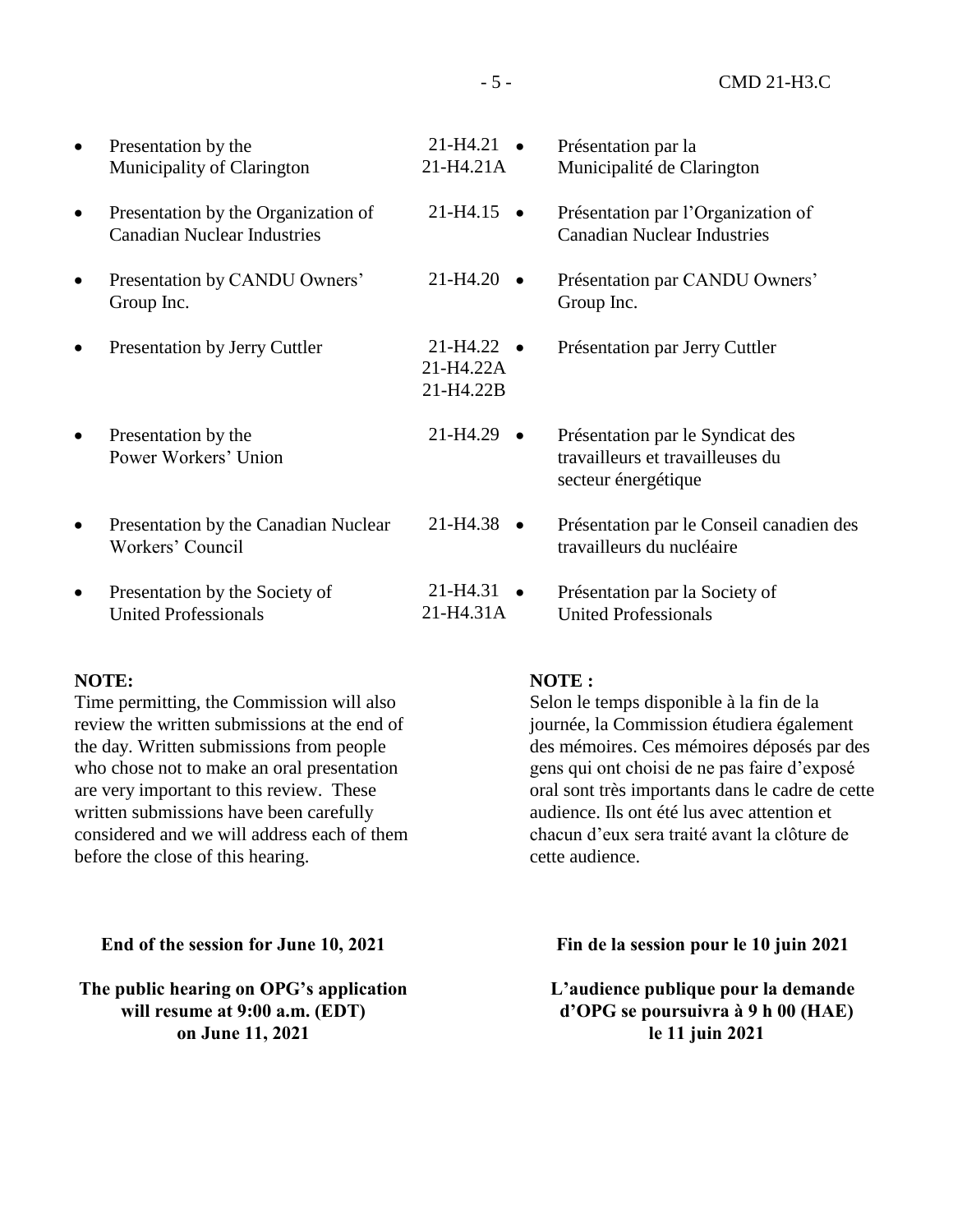| | | |
|---|---|---|
| • Presentation by the Municipality of Clarington | 21-H4.21<br>21-H4.21A | • Présentation par la Municipalité de Clarington |
| • Presentation by the Organization of Canadian Nuclear Industries | 21-H4.15 | • Présentation par l'Organization of Canadian Nuclear Industries |
| • Presentation by CANDU Owners' Group Inc. | 21-H4.20 | • Présentation par CANDU Owners' Group Inc. |
| • Presentation by Jerry Cuttler | 21-H4.22<br>21-H4.22A<br>21-H4.22B | • Présentation par Jerry Cuttler |
| • Presentation by the Power Workers' Union | 21-H4.29 | • Présentation par le Syndicat des travailleurs et travailleuses du secteur énergétique |
| • Presentation by the Canadian Nuclear Workers' Council | 21-H4.38 | • Présentation par le Conseil canadien des travailleurs du nucléaire |
| • Presentation by the Society of United Professionals | 21-H4.31<br>21-H4.31A | • Présentation par la Society of United Professionals |

**NOTE:**
Time permitting, the Commission will also review the written submissions at the end of the day. Written submissions from people who chose not to make an oral presentation are very important to this review. These written submissions have been carefully considered and we will address each of them before the close of this hearing.

**NOTE :**
Selon le temps disponible à la fin de la journée, la Commission étudiera également des mémoires. Ces mémoires déposés par des gens qui ont choisi de ne pas faire d'exposé oral sont très importants dans le cadre de cette audience. Ils ont été lus avec attention et chacun d'eux sera traité avant la clôture de cette audience.

**End of the session for June 10, 2021**

**The public hearing on OPG's application will resume at 9:00 a.m. (EDT) on June 11, 2021**

**Fin de la session pour le 10 juin 2021**

**L'audience publique pour la demande d'OPG se poursuivra à 9 h 00 (HAE) le 11 juin 2021**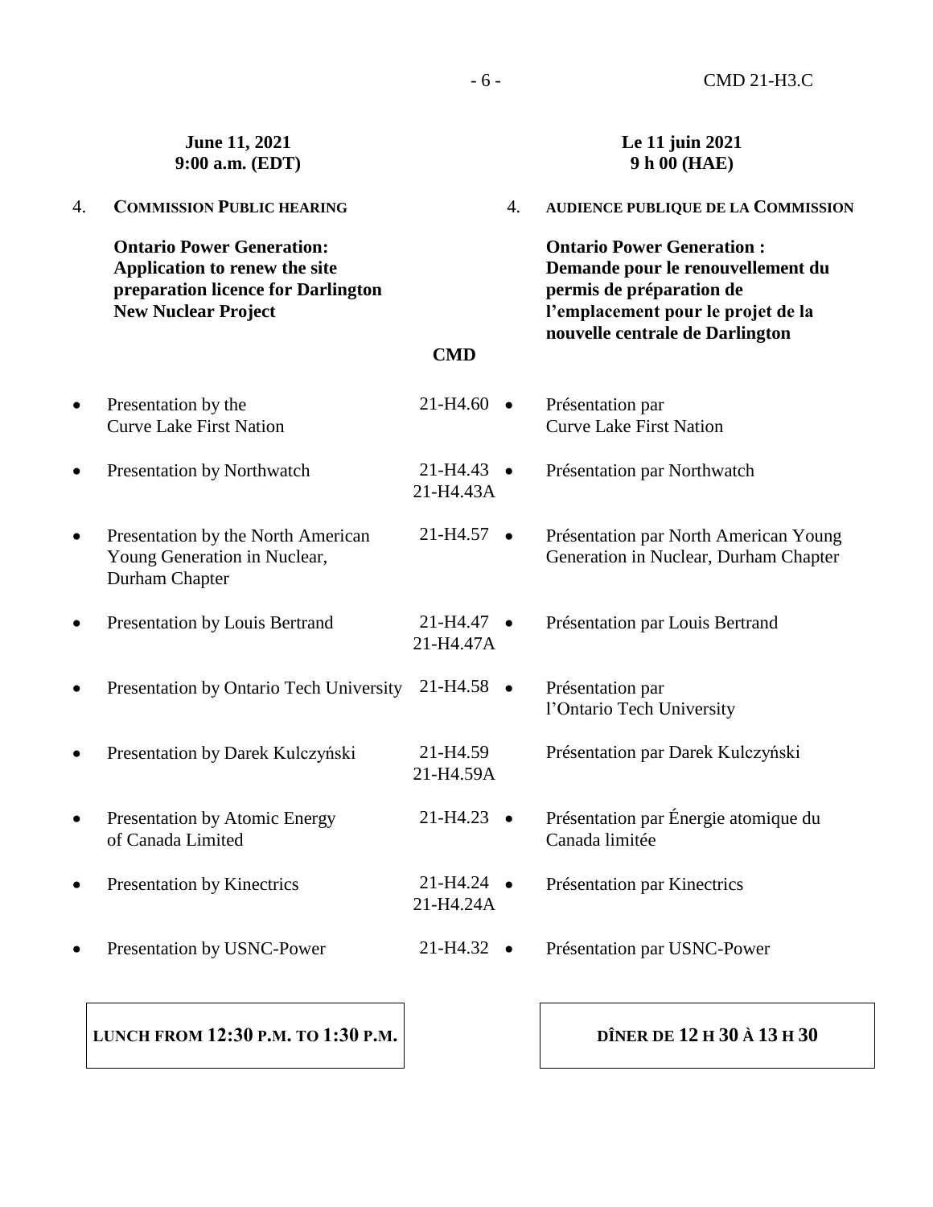**June 11, 2021**
**9:00 a.m. (EDT)**

**Le 11 juin 2021**
**9 h 00 (HAE)**

4. **COMMISSION PUBLIC HEARING**

**Ontario Power Generation: Application to renew the site preparation licence for Darlington New Nuclear Project**

4. **AUDIENCE PUBLIQUE DE LA COMMISSION**

**Ontario Power Generation : Demande pour le renouvellement du permis de préparation de l'emplacement pour le projet de la nouvelle centrale de Darlington**

| | **CMD** | |
|---|---|---|
| • Presentation by the Curve Lake First Nation | 21-H4.60 | • Présentation par Curve Lake First Nation |
| • Presentation by Northwatch | 21-H4.43<br>21-H4.43A | • Présentation par Northwatch |
| • Presentation by the North American Young Generation in Nuclear, Durham Chapter | 21-H4.57 | • Présentation par North American Young Generation in Nuclear, Durham Chapter |
| • Presentation by Louis Bertrand | 21-H4.47<br>21-H4.47A | • Présentation par Louis Bertrand |
| • Presentation by Ontario Tech University | 21-H4.58 | • Présentation par l'Ontario Tech University |
| • Presentation by Darek Kulczyński | 21-H4.59<br>21-H4.59A | Présentation par Darek Kulczyński |
| • Presentation by Atomic Energy of Canada Limited | 21-H4.23 | • Présentation par Énergie atomique du Canada limitée |
| • Presentation by Kinectrics | 21-H4.24<br>21-H4.24A | • Présentation par Kinectrics |
| • Presentation by USNC-Power | 21-H4.32 | • Présentation par USNC-Power |

**LUNCH FROM 12:30 P.M. TO 1:30 P.M.**

**DÎNER DE 12 H 30 À 13 H 30**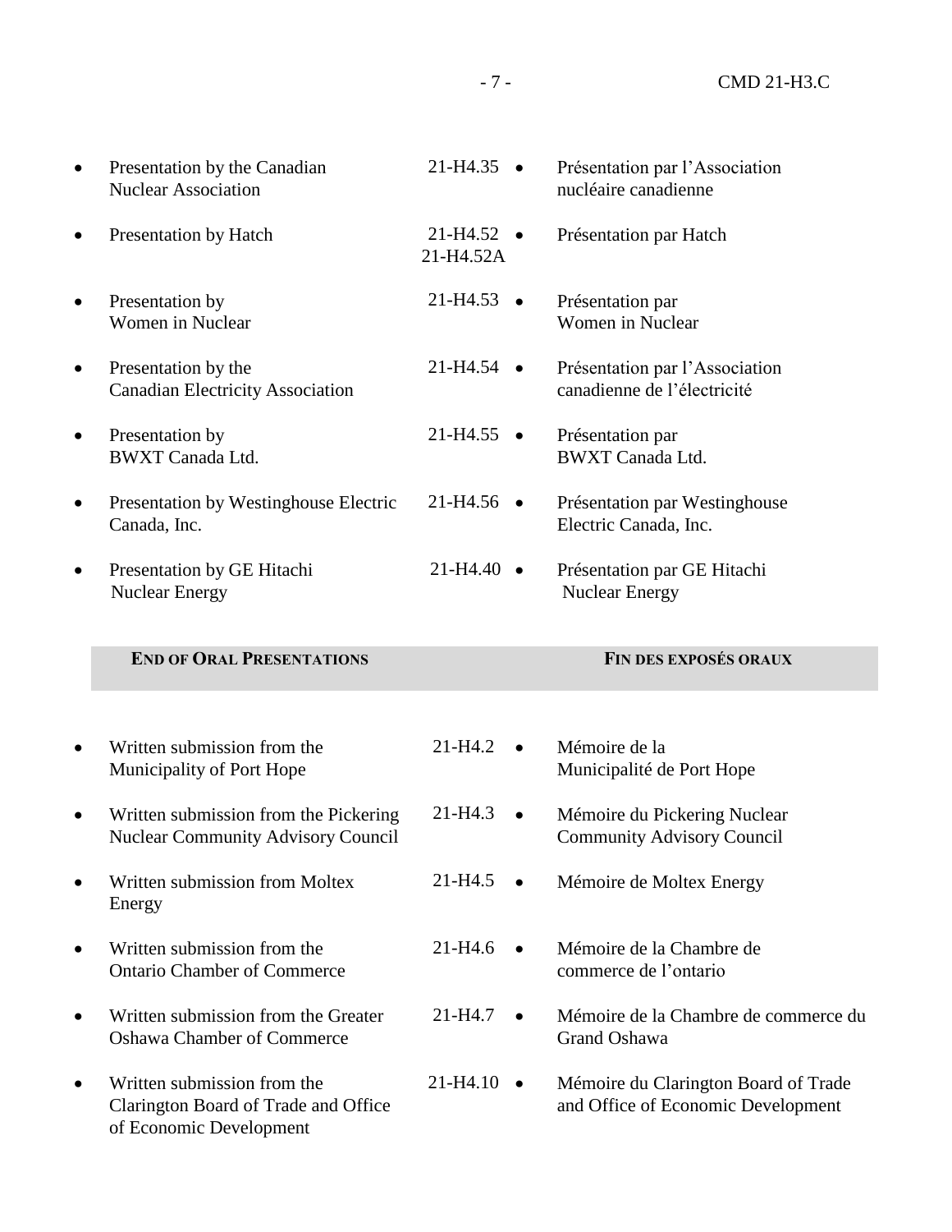| | | |
|---|---|---|
| • Presentation by the Canadian Nuclear Association | 21-H4.35 | • Présentation par l'Association nucléaire canadienne |
| • Presentation by Hatch | 21-H4.52<br>21-H4.52A | • Présentation par Hatch |
| • Presentation by Women in Nuclear | 21-H4.53 | • Présentation par Women in Nuclear |
| • Presentation by the Canadian Electricity Association | 21-H4.54 | • Présentation par l'Association canadienne de l'électricité |
| • Presentation by BWXT Canada Ltd. | 21-H4.55 | • Présentation par BWXT Canada Ltd. |
| • Presentation by Westinghouse Electric Canada, Inc. | 21-H4.56 | • Présentation par Westinghouse Electric Canada, Inc. |
| • Presentation by GE Hitachi Nuclear Energy | 21-H4.40 | • Présentation par GE Hitachi Nuclear Energy |
| **END OF ORAL PRESENTATIONS** | | **FIN DES EXPOSÉS ORAUX** |
| • Written submission from the Municipality of Port Hope | 21-H4.2 | • Mémoire de la Municipalité de Port Hope |
| • Written submission from the Pickering Nuclear Community Advisory Council | 21-H4.3 | • Mémoire du Pickering Nuclear Community Advisory Council |
| • Written submission from Moltex Energy | 21-H4.5 | • Mémoire de Moltex Energy |
| • Written submission from the Ontario Chamber of Commerce | 21-H4.6 | • Mémoire de la Chambre de commerce de l'ontario |
| • Written submission from the Greater Oshawa Chamber of Commerce | 21-H4.7 | • Mémoire de la Chambre de commerce du Grand Oshawa |
| • Written submission from the Clarington Board of Trade and Office of Economic Development | 21-H4.10 | • Mémoire du Clarington Board of Trade and Office of Economic Development |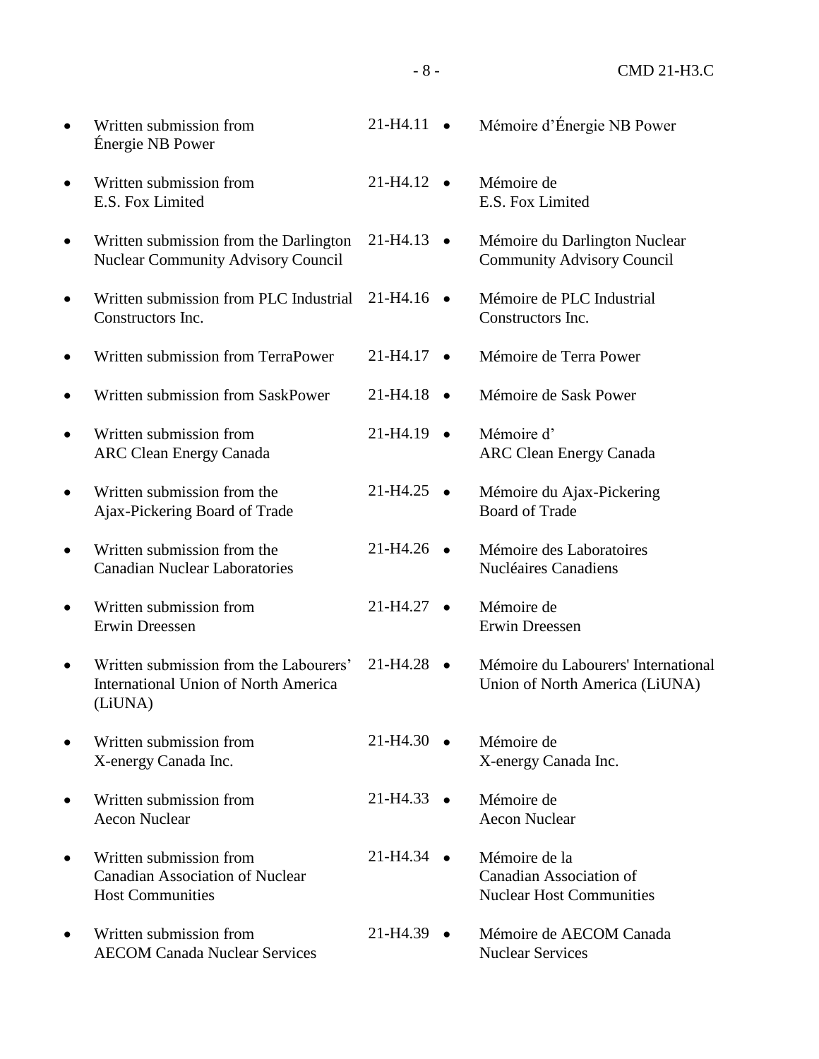| | | |
|---|---|---|
| • Written submission from Énergie NB Power | 21-H4.11 | • Mémoire d'Énergie NB Power |
| • Written submission from E.S. Fox Limited | 21-H4.12 | • Mémoire de E.S. Fox Limited |
| • Written submission from the Darlington Nuclear Community Advisory Council | 21-H4.13 | • Mémoire du Darlington Nuclear Community Advisory Council |
| • Written submission from PLC Industrial Constructors Inc. | 21-H4.16 | • Mémoire de PLC Industrial Constructors Inc. |
| • Written submission from TerraPower | 21-H4.17 | • Mémoire de Terra Power |
| • Written submission from SaskPower | 21-H4.18 | • Mémoire de Sask Power |
| • Written submission from ARC Clean Energy Canada | 21-H4.19 | • Mémoire d' ARC Clean Energy Canada |
| • Written submission from the Ajax-Pickering Board of Trade | 21-H4.25 | • Mémoire du Ajax-Pickering Board of Trade |
| • Written submission from the Canadian Nuclear Laboratories | 21-H4.26 | • Mémoire des Laboratoires Nucléaires Canadiens |
| • Written submission from Erwin Dreessen | 21-H4.27 | • Mémoire de Erwin Dreessen |
| • Written submission from the Labourers' International Union of North America (LiUNA) | 21-H4.28 | • Mémoire du Labourers' International Union of North America (LiUNA) |
| • Written submission from X-energy Canada Inc. | 21-H4.30 | • Mémoire de X-energy Canada Inc. |
| • Written submission from Aecon Nuclear | 21-H4.33 | • Mémoire de Aecon Nuclear |
| • Written submission from Canadian Association of Nuclear Host Communities | 21-H4.34 | • Mémoire de la Canadian Association of Nuclear Host Communities |
| • Written submission from AECOM Canada Nuclear Services | 21-H4.39 | • Mémoire de AECOM Canada Nuclear Services |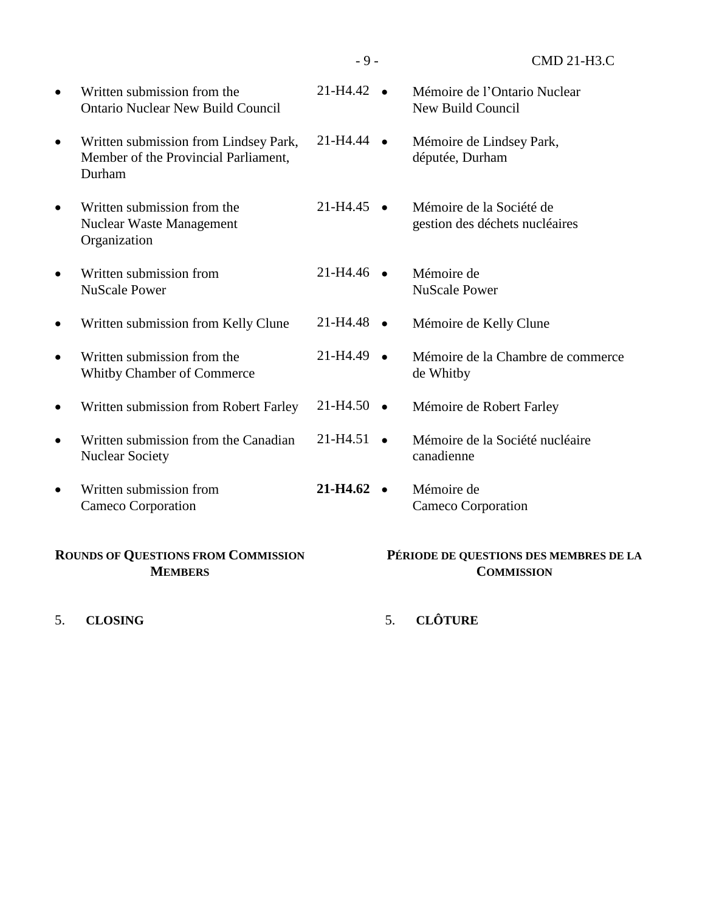- Written submission from the Ontario Nuclear New Build Council — 21-H4.42 — Mémoire de l'Ontario Nuclear New Build Council
- Written submission from Lindsey Park, Member of the Provincial Parliament, Durham — 21-H4.44 — Mémoire de Lindsey Park, députée, Durham
- Written submission from the Nuclear Waste Management Organization — 21-H4.45 — Mémoire de la Société de gestion des déchets nucléaires
- Written submission from NuScale Power — 21-H4.46 — Mémoire de NuScale Power
- Written submission from Kelly Clune — 21-H4.48 — Mémoire de Kelly Clune
- Written submission from the Whitby Chamber of Commerce — 21-H4.49 — Mémoire de la Chambre de commerce de Whitby
- Written submission from Robert Farley — 21-H4.50 — Mémoire de Robert Farley
- Written submission from the Canadian Nuclear Society — 21-H4.51 — Mémoire de la Société nucléaire canadienne
- Written submission from Cameco Corporation — **21-H4.62** — Mémoire de Cameco Corporation

**ROUNDS OF QUESTIONS FROM COMMISSION MEMBERS** — **PÉRIODE DE QUESTIONS DES MEMBRES DE LA COMMISSION**

5. **CLOSING** — 5. **CLÔTURE**